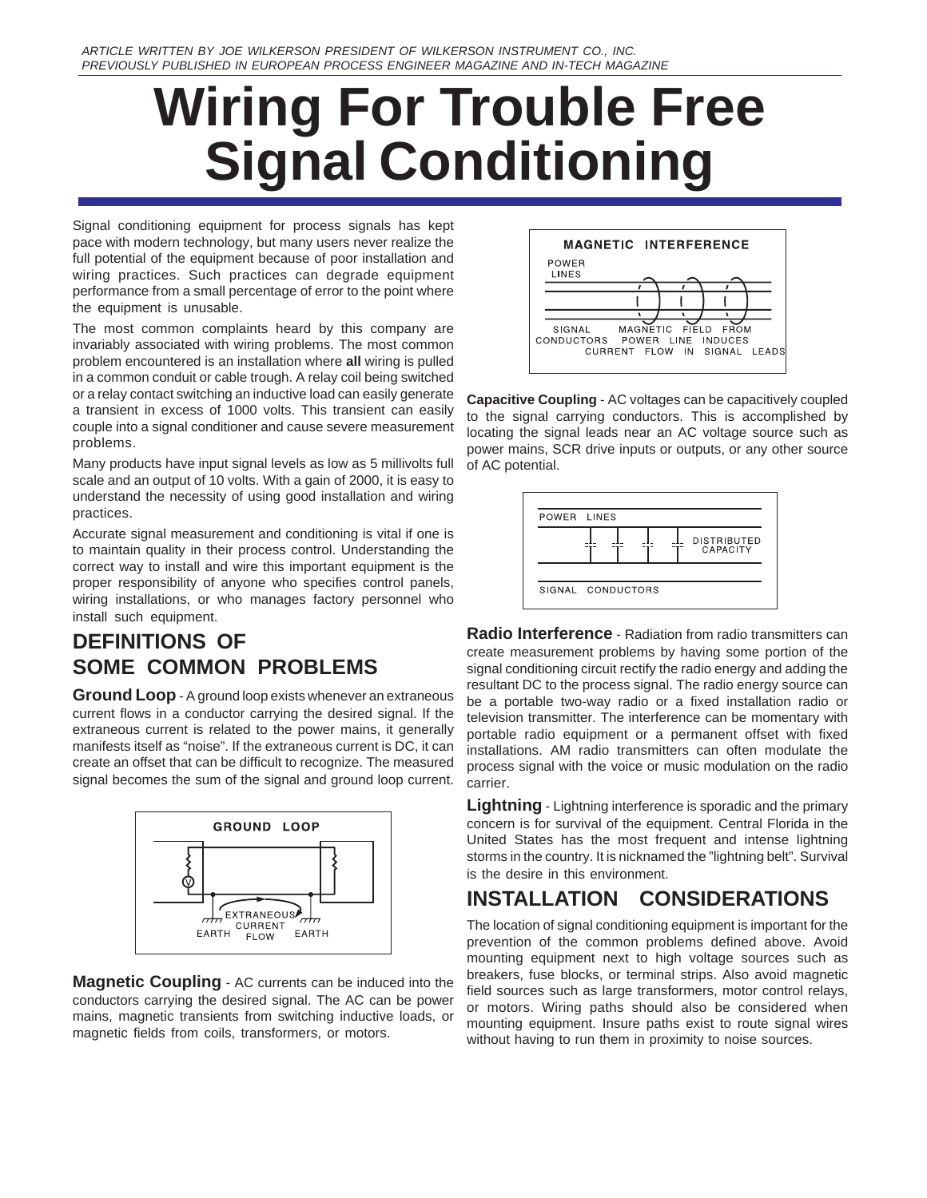*ARTICLE WRITTEN BY JOE WILKERSON PRESIDENT OF WILKERSON INSTRUMENT CO., INC.*
*PREVIOUSLY PUBLISHED IN EUROPEAN PROCESS ENGINEER MAGAZINE AND IN-TECH MAGAZINE*

# Wiring For Trouble Free Signal Conditioning

Signal conditioning equipment for process signals has kept pace with modern technology, but many users never realize the full potential of the equipment because of poor installation and wiring practices. Such practices can degrade equipment performance from a small percentage of error to the point where the equipment is unusable.

The most common complaints heard by this company are invariably associated with wiring problems. The most common problem encountered is an installation where **all** wiring is pulled in a common conduit or cable trough. A relay coil being switched or a relay contact switching an inductive load can easily generate a transient in excess of 1000 volts. This transient can easily couple into a signal conditioner and cause severe measurement problems.

Many products have input signal levels as low as 5 millivolts full scale and an output of 10 volts. With a gain of 2000, it is easy to understand the necessity of using good installation and wiring practices.

Accurate signal measurement and conditioning is vital if one is to maintain quality in their process control. Understanding the correct way to install and wire this important equipment is the proper responsibility of anyone who specifies control panels, wiring installations, or who manages factory personnel who install such equipment.

## DEFINITIONS OF SOME COMMON PROBLEMS

**Ground Loop** - A ground loop exists whenever an extraneous current flows in a conductor carrying the desired signal. If the extraneous current is related to the power mains, it generally manifests itself as "noise". If the extraneous current is DC, it can create an offset that can be difficult to recognize. The measured signal becomes the sum of the signal and ground loop current.

GROUND LOOP

EXTRANEOUS CURRENT FLOW — EARTH — EARTH

**Magnetic Coupling** - AC currents can be induced into the conductors carrying the desired signal. The AC can be power mains, magnetic transients from switching inductive loads, or magnetic fields from coils, transformers, or motors.

MAGNETIC INTERFERENCE

POWER LINES — SIGNAL CONDUCTORS — MAGNETIC FIELD FROM POWER LINE INDUCES CURRENT FLOW IN SIGNAL LEADS

**Capacitive Coupling** - AC voltages can be capacitively coupled to the signal carrying conductors. This is accomplished by locating the signal leads near an AC voltage source such as power mains, SCR drive inputs or outputs, or any other source of AC potential.

POWER LINES — DISTRIBUTED CAPACITY — SIGNAL CONDUCTORS

**Radio Interference** - Radiation from radio transmitters can create measurement problems by having some portion of the signal conditioning circuit rectify the radio energy and adding the resultant DC to the process signal. The radio energy source can be a portable two-way radio or a fixed installation radio or television transmitter. The interference can be momentary with portable radio equipment or a permanent offset with fixed installations. AM radio transmitters can often modulate the process signal with the voice or music modulation on the radio carrier.

**Lightning** - Lightning interference is sporadic and the primary concern is for survival of the equipment. Central Florida in the United States has the most frequent and intense lightning storms in the country. It is nicknamed the "lightning belt". Survival is the desire in this environment.

## INSTALLATION CONSIDERATIONS

The location of signal conditioning equipment is important for the prevention of the common problems defined above. Avoid mounting equipment next to high voltage sources such as breakers, fuse blocks, or terminal strips. Also avoid magnetic field sources such as large transformers, motor control relays, or motors. Wiring paths should also be considered when mounting equipment. Insure paths exist to route signal wires without having to run them in proximity to noise sources.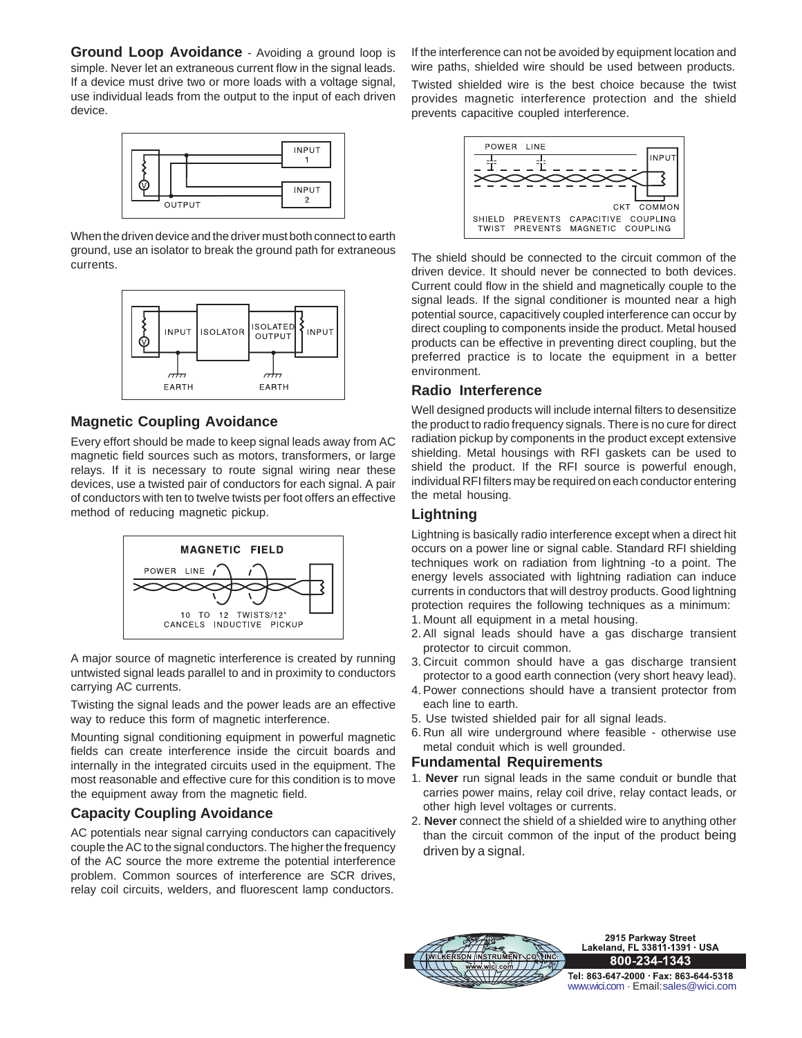**Ground Loop Avoidance** - Avoiding a ground loop is simple. Never let an extraneous current flow in the signal leads. If a device must drive two or more loads with a voltage signal, use individual leads from the output to the input of each driven device.

INPUT 1
INPUT 2
OUTPUT

When the driven device and the driver must both connect to earth ground, use an isolator to break the ground path for extraneous currents.

INPUT
ISOLATOR
ISOLATED OUTPUT
INPUT
EARTH
EARTH

## Magnetic Coupling Avoidance

Every effort should be made to keep signal leads away from AC magnetic field sources such as motors, transformers, or large relays. If it is necessary to route signal wiring near these devices, use a twisted pair of conductors for each signal. A pair of conductors with ten to twelve twists per foot offers an effective method of reducing magnetic pickup.

MAGNETIC FIELD
POWER LINE
10 TO 12 TWISTS/12"
CANCELS INDUCTIVE PICKUP

A major source of magnetic interference is created by running untwisted signal leads parallel to and in proximity to conductors carrying AC currents.

Twisting the signal leads and the power leads are an effective way to reduce this form of magnetic interference.

Mounting signal conditioning equipment in powerful magnetic fields can create interference inside the circuit boards and internally in the integrated circuits used in the equipment. The most reasonable and effective cure for this condition is to move the equipment away from the magnetic field.

## Capacity Coupling Avoidance

AC potentials near signal carrying conductors can capacitively couple the AC to the signal conductors. The higher the frequency of the AC source the more extreme the potential interference problem. Common sources of interference are SCR drives, relay coil circuits, welders, and fluorescent lamp conductors.

If the interference can not be avoided by equipment location and wire paths, shielded wire should be used between products.

Twisted shielded wire is the best choice because the twist provides magnetic interference protection and the shield prevents capacitive coupled interference.

POWER LINE
INPUT
CKT COMMON
SHIELD PREVENTS CAPACITIVE COUPLING
TWIST PREVENTS MAGNETIC COUPLING

The shield should be connected to the circuit common of the driven device. It should never be connected to both devices. Current could flow in the shield and magnetically couple to the signal leads. If the signal conditioner is mounted near a high potential source, capacitively coupled interference can occur by direct coupling to components inside the product. Metal housed products can be effective in preventing direct coupling, but the preferred practice is to locate the equipment in a better environment.

## Radio Interference

Well designed products will include internal filters to desensitize the product to radio frequency signals. There is no cure for direct radiation pickup by components in the product except extensive shielding. Metal housings with RFI gaskets can be used to shield the product. If the RFI source is powerful enough, individual RFI filters may be required on each conductor entering the metal housing.

## Lightning

Lightning is basically radio interference except when a direct hit occurs on a power line or signal cable. Standard RFI shielding techniques work on radiation from lightning -to a point. The energy levels associated with lightning radiation can induce currents in conductors that will destroy products. Good lightning protection requires the following techniques as a minimum:

1. Mount all equipment in a metal housing.
2. All signal leads should have a gas discharge transient protector to circuit common.
3. Circuit common should have a gas discharge transient protector to a good earth connection (very short heavy lead).
4. Power connections should have a transient protector from each line to earth.
5. Use twisted shielded pair for all signal leads.
6. Run all wire underground where feasible - otherwise use metal conduit which is well grounded.

## Fundamental Requirements

1. **Never** run signal leads in the same conduit or bundle that carries power mains, relay coil drive, relay contact leads, or other high level voltages or currents.
2. **Never** connect the shield of a shielded wire to anything other than the circuit common of the input of the product being driven by a signal.

WILKERSON INSTRUMENT CO., INC.
www.wici.com
2915 Parkway Street
Lakeland, FL 33811-1391 · USA
800-234-1343
Tel: 863-647-2000 · Fax: 863-644-5318
www.wici.com · Email: sales@wici.com